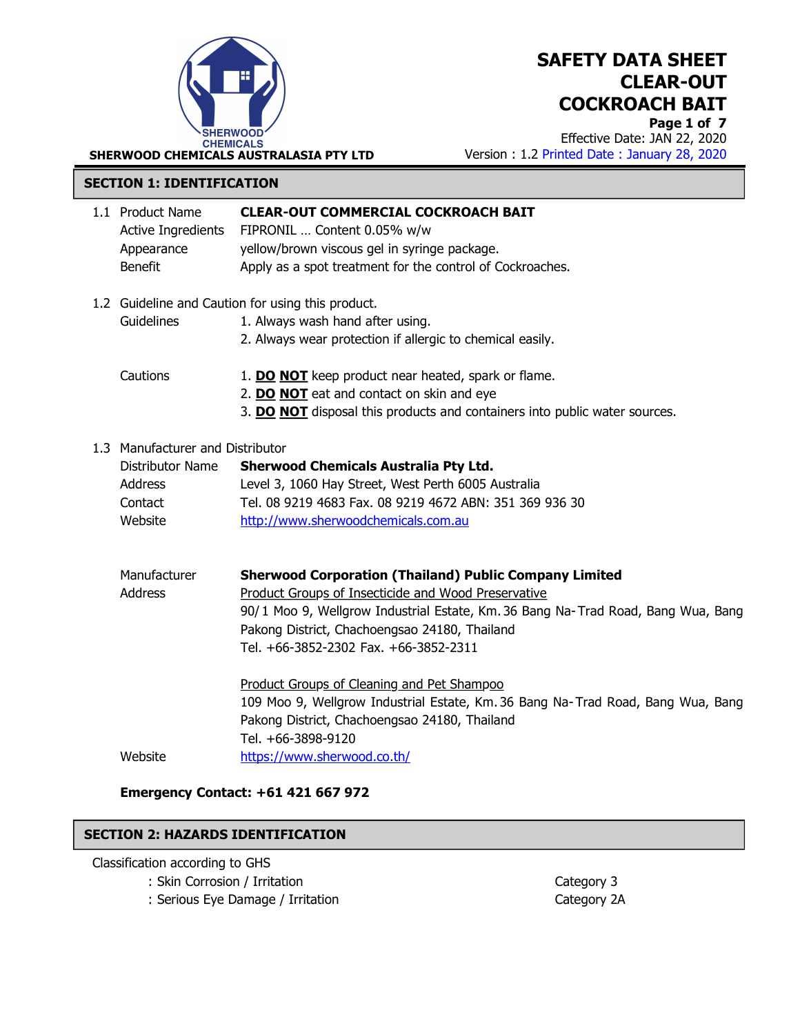# SAFETY DATA SHEET CLEAR-OUT COCKROACH BAIT

**SHERWOOD CHEMICALS AUSTRALASIA PTY LTD**

Effective Date: JAN 22, 2020
Version : 1.2 Printed Date : January 28, 2020

## SECTION 1: IDENTIFICATION

1.1 Product Name — **CLEAR-OUT COMMERCIAL COCKROACH BAIT**
Active Ingredients — FIPRONIL … Content 0.05% w/w
Appearance — yellow/brown viscous gel in syringe package.
Benefit — Apply as a spot treatment for the control of Cockroaches.

1.2 Guideline and Caution for using this product.

Guidelines
1. Always wash hand after using.
2. Always wear protection if allergic to chemical easily.

Cautions
1. **DO NOT** keep product near heated, spark or flame.
2. **DO NOT** eat and contact on skin and eye
3. **DO NOT** disposal this products and containers into public water sources.

1.3 Manufacturer and Distributor

Distributor Name — **Sherwood Chemicals Australia Pty Ltd.**
Address — Level 3, 1060 Hay Street, West Perth 6005 Australia
Contact — Tel. 08 9219 4683 Fax. 08 9219 4672 ABN: 351 369 936 30
Website — http://www.sherwoodchemicals.com.au

Manufacturer — **Sherwood Corporation (Thailand) Public Company Limited**
Address — Product Groups of Insecticide and Wood Preservative
90/1 Moo 9, Wellgrow Industrial Estate, Km.36 Bang Na-Trad Road, Bang Wua, Bang Pakong District, Chachoengsao 24180, Thailand
Tel. +66-3852-2302 Fax. +66-3852-2311

Product Groups of Cleaning and Pet Shampoo
109 Moo 9, Wellgrow Industrial Estate, Km.36 Bang Na-Trad Road, Bang Wua, Bang Pakong District, Chachoengsao 24180, Thailand
Tel. +66-3898-9120

Website — https://www.sherwood.co.th/

**Emergency Contact: +61 421 667 972**

## SECTION 2: HAZARDS IDENTIFICATION

Classification according to GHS

| | |
|---|---|
| : Skin Corrosion / Irritation | Category 3 |
| : Serious Eye Damage / Irritation | Category 2A |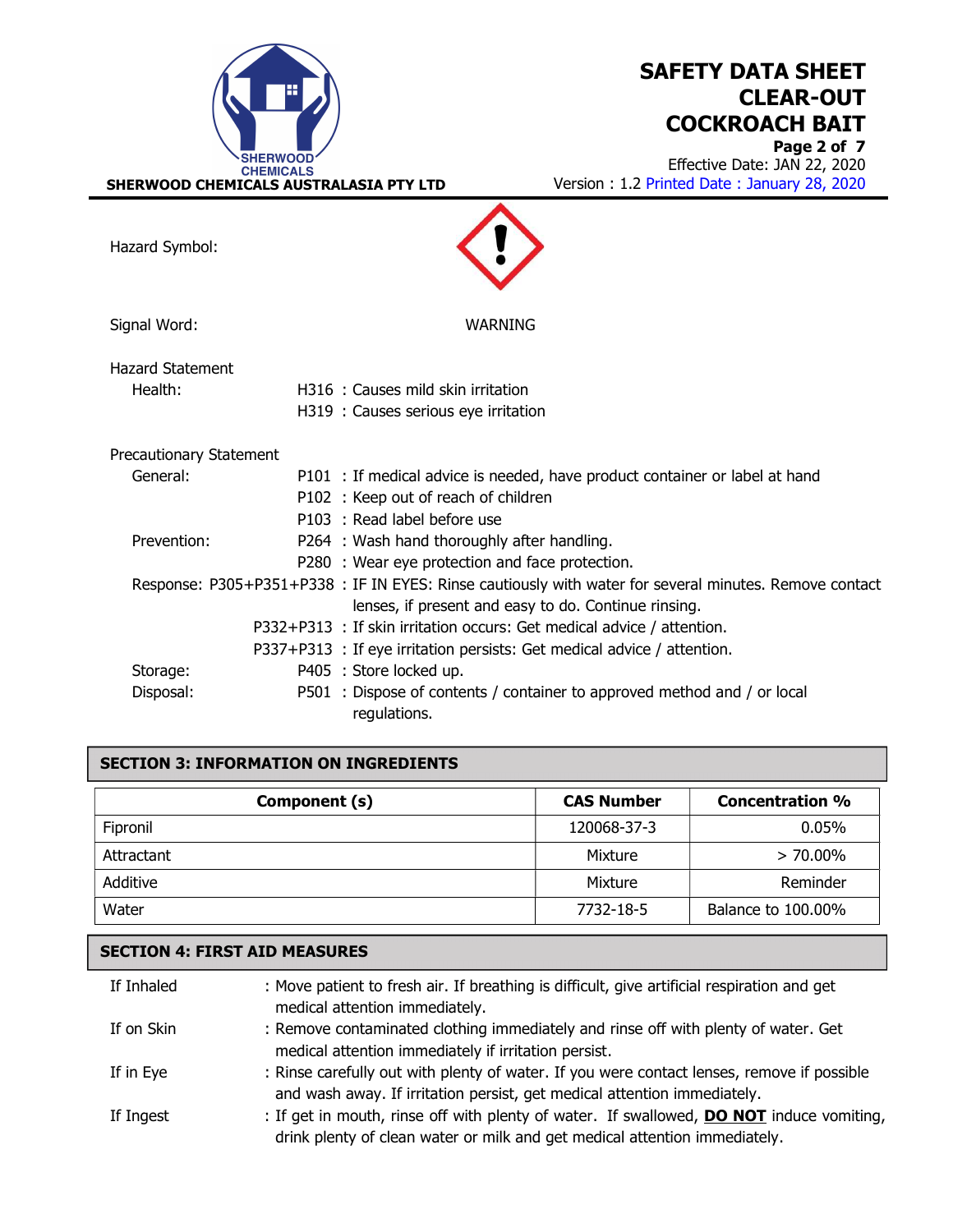Hazard Symbol:

Signal Word: WARNING

Hazard Statement

Health:
- H316 : Causes mild skin irritation
- H319 : Causes serious eye irritation

Precautionary Statement

General:
- P101 : If medical advice is needed, have product container or label at hand
- P102 : Keep out of reach of children
- P103 : Read label before use

Prevention:
- P264 : Wash hand thoroughly after handling.
- P280 : Wear eye protection and face protection.

Response:
- P305+P351+P338 : IF IN EYES: Rinse cautiously with water for several minutes. Remove contact lenses, if present and easy to do. Continue rinsing.
- P332+P313 : If skin irritation occurs: Get medical advice / attention.
- P337+P313 : If eye irritation persists: Get medical advice / attention.

Storage:
- P405 : Store locked up.

Disposal:
- P501 : Dispose of contents / container to approved method and / or local regulations.

## SECTION 3: INFORMATION ON INGREDIENTS

| Component (s) | CAS Number | Concentration % |
|---|---|---|
| Fipronil | 120068-37-3 | 0.05% |
| Attractant | Mixture | > 70.00% |
| Additive | Mixture | Reminder |
| Water | 7732-18-5 | Balance to 100.00% |

## SECTION 4: FIRST AID MEASURES

If Inhaled : Move patient to fresh air. If breathing is difficult, give artificial respiration and get medical attention immediately.

If on Skin : Remove contaminated clothing immediately and rinse off with plenty of water. Get medical attention immediately if irritation persist.

If in Eye : Rinse carefully out with plenty of water. If you were contact lenses, remove if possible and wash away. If irritation persist, get medical attention immediately.

If Ingest : If get in mouth, rinse off with plenty of water. If swallowed, **DO NOT** induce vomiting, drink plenty of clean water or milk and get medical attention immediately.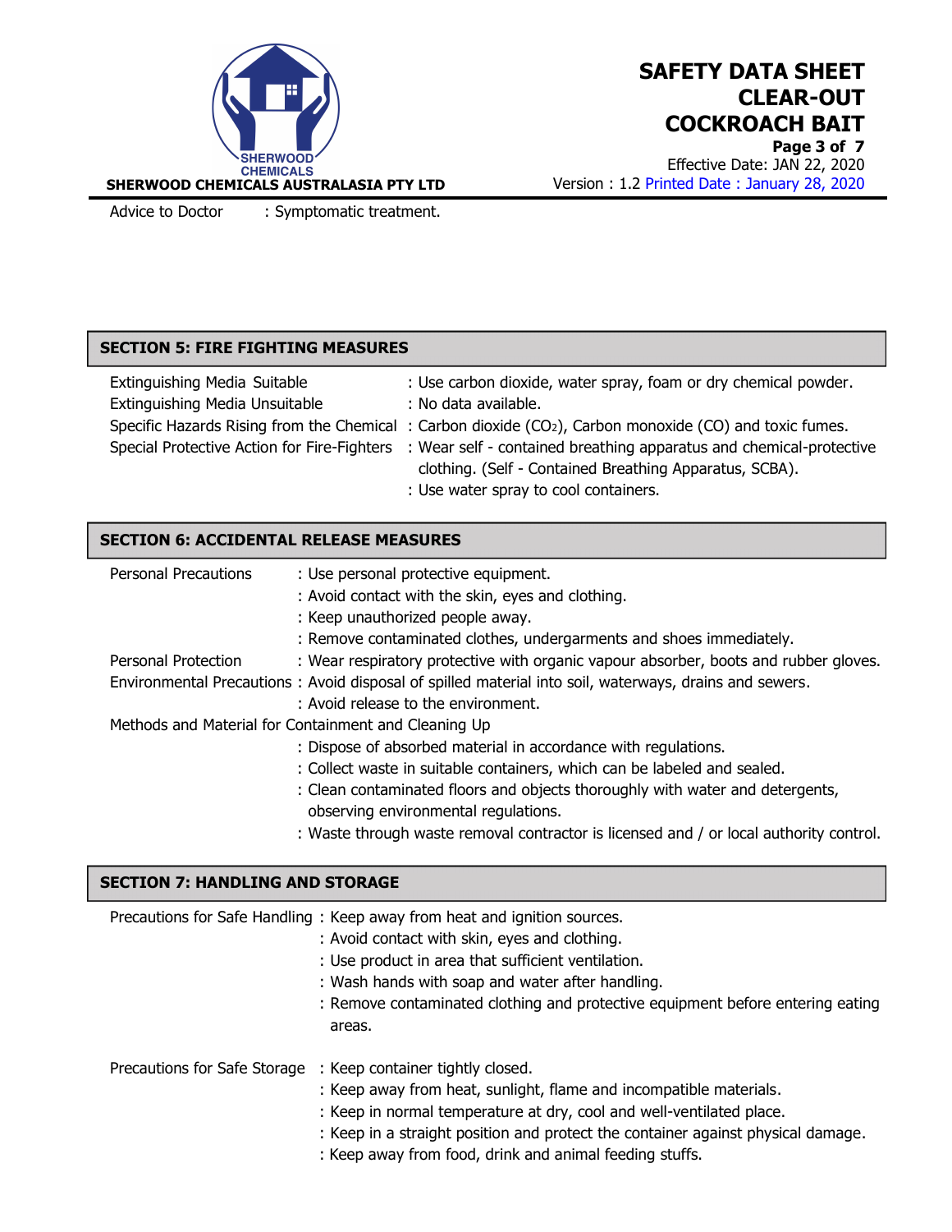Advice to Doctor : Symptomatic treatment.

## SECTION 5: FIRE FIGHTING MEASURES

| | |
|---|---|
| Extinguishing Media Suitable | : Use carbon dioxide, water spray, foam or dry chemical powder. |
| Extinguishing Media Unsuitable | : No data available. |
| Specific Hazards Rising from the Chemical | : Carbon dioxide ($CO_2$), Carbon monoxide (CO) and toxic fumes. |
| Special Protective Action for Fire-Fighters | : Wear self - contained breathing apparatus and chemical-protective clothing. (Self - Contained Breathing Apparatus, SCBA). |
| | : Use water spray to cool containers. |

## SECTION 6: ACCIDENTAL RELEASE MEASURES

| | |
|---|---|
| Personal Precautions | : Use personal protective equipment. |
| | : Avoid contact with the skin, eyes and clothing. |
| | : Keep unauthorized people away. |
| | : Remove contaminated clothes, undergarments and shoes immediately. |
| Personal Protection | : Wear respiratory protective with organic vapour absorber, boots and rubber gloves. |
| Environmental Precautions | : Avoid disposal of spilled material into soil, waterways, drains and sewers. |
| | : Avoid release to the environment. |

Methods and Material for Containment and Cleaning Up

: Dispose of absorbed material in accordance with regulations.
: Collect waste in suitable containers, which can be labeled and sealed.
: Clean contaminated floors and objects thoroughly with water and detergents, observing environmental regulations.
: Waste through waste removal contractor is licensed and / or local authority control.

## SECTION 7: HANDLING AND STORAGE

| | |
|---|---|
| Precautions for Safe Handling | : Keep away from heat and ignition sources. |
| | : Avoid contact with skin, eyes and clothing. |
| | : Use product in area that sufficient ventilation. |
| | : Wash hands with soap and water after handling. |
| | : Remove contaminated clothing and protective equipment before entering eating areas. |
| Precautions for Safe Storage | : Keep container tightly closed. |
| | : Keep away from heat, sunlight, flame and incompatible materials. |
| | : Keep in normal temperature at dry, cool and well-ventilated place. |
| | : Keep in a straight position and protect the container against physical damage. |
| | : Keep away from food, drink and animal feeding stuffs. |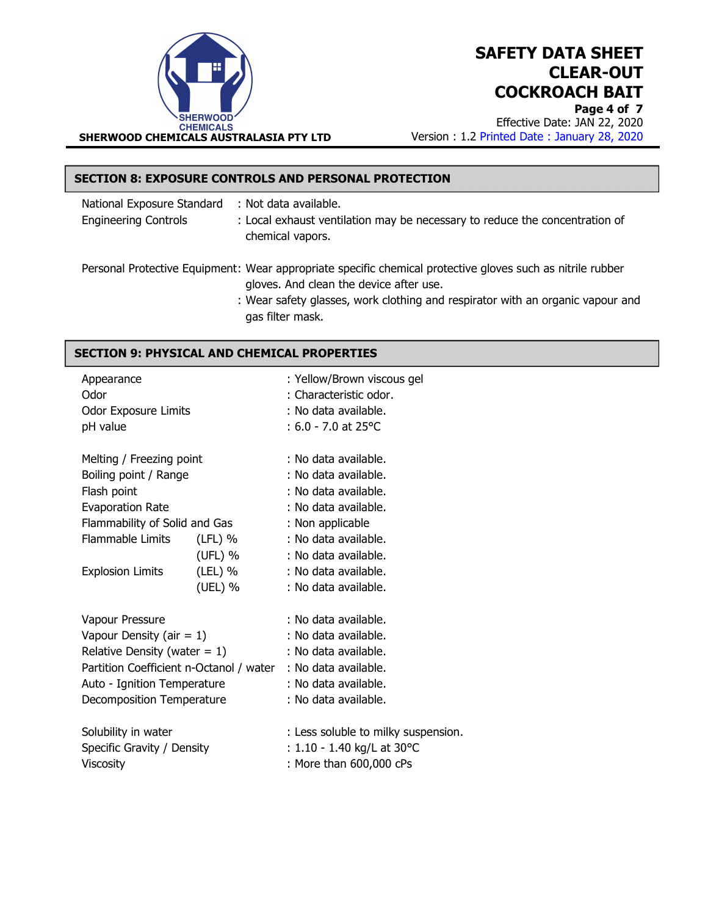## SECTION 8: EXPOSURE CONTROLS AND PERSONAL PROTECTION

National Exposure Standard : Not data available.

Engineering Controls : Local exhaust ventilation may be necessary to reduce the concentration of chemical vapors.

Personal Protective Equipment: Wear appropriate specific chemical protective gloves such as nitrile rubber gloves. And clean the device after use.

: Wear safety glasses, work clothing and respirator with an organic vapour and gas filter mask.

## SECTION 9: PHYSICAL AND CHEMICAL PROPERTIES

| | | |
|---|---|---|
| Appearance | | : Yellow/Brown viscous gel |
| Odor | | : Characteristic odor. |
| Odor Exposure Limits | | : No data available. |
| pH value | | : 6.0 - 7.0 at 25°C |
| Melting / Freezing point | | : No data available. |
| Boiling point / Range | | : No data available. |
| Flash point | | : No data available. |
| Evaporation Rate | | : No data available. |
| Flammability of Solid and Gas | | : Non applicable |
| Flammable Limits | (LFL) % | : No data available. |
| | (UFL) % | : No data available. |
| Explosion Limits | (LEL) % | : No data available. |
| | (UEL) % | : No data available. |
| Vapour Pressure | | : No data available. |
| Vapour Density (air = 1) | | : No data available. |
| Relative Density (water = 1) | | : No data available. |
| Partition Coefficient n-Octanol / water | | : No data available. |
| Auto - Ignition Temperature | | : No data available. |
| Decomposition Temperature | | : No data available. |
| Solubility in water | | : Less soluble to milky suspension. |
| Specific Gravity / Density | | : 1.10 - 1.40 kg/L at 30°C |
| Viscosity | | : More than 600,000 cPs |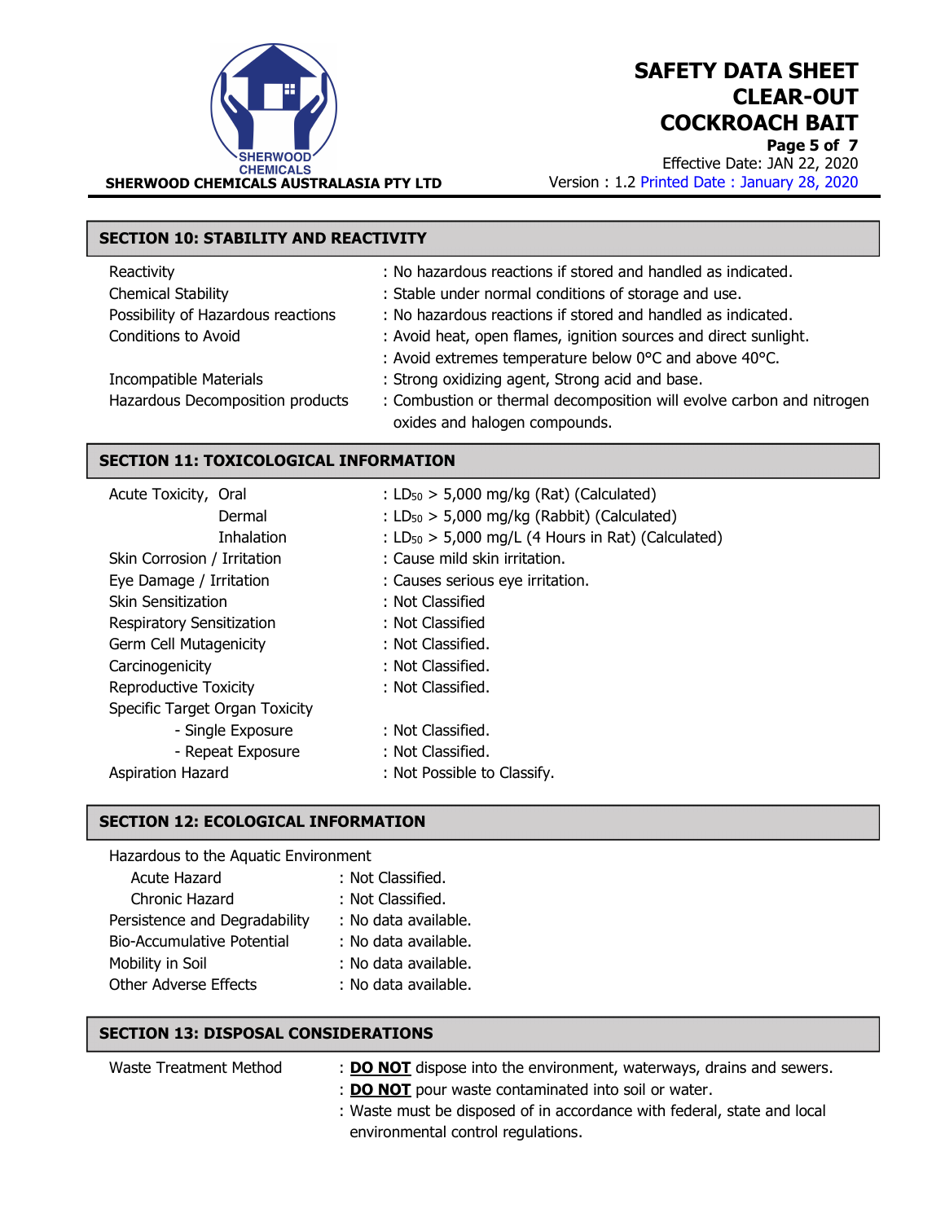## SECTION 10: STABILITY AND REACTIVITY

| | |
|---|---|
| Reactivity | : No hazardous reactions if stored and handled as indicated. |
| Chemical Stability | : Stable under normal conditions of storage and use. |
| Possibility of Hazardous reactions | : No hazardous reactions if stored and handled as indicated. |
| Conditions to Avoid | : Avoid heat, open flames, ignition sources and direct sunlight. |
| | : Avoid extremes temperature below 0°C and above 40°C. |
| Incompatible Materials | : Strong oxidizing agent, Strong acid and base. |
| Hazardous Decomposition products | : Combustion or thermal decomposition will evolve carbon and nitrogen oxides and halogen compounds. |

## SECTION 11: TOXICOLOGICAL INFORMATION

| | |
|---|---|
| Acute Toxicity, Oral | : $LD_{50}$ > 5,000 mg/kg (Rat) (Calculated) |
| Dermal | : $LD_{50}$ > 5,000 mg/kg (Rabbit) (Calculated) |
| Inhalation | : $LD_{50}$ > 5,000 mg/L (4 Hours in Rat) (Calculated) |
| Skin Corrosion / Irritation | : Cause mild skin irritation. |
| Eye Damage / Irritation | : Causes serious eye irritation. |
| Skin Sensitization | : Not Classified |
| Respiratory Sensitization | : Not Classified |
| Germ Cell Mutagenicity | : Not Classified. |
| Carcinogenicity | : Not Classified. |
| Reproductive Toxicity | : Not Classified. |
| Specific Target Organ Toxicity | |
| - Single Exposure | : Not Classified. |
| - Repeat Exposure | : Not Classified. |
| Aspiration Hazard | : Not Possible to Classify. |

## SECTION 12: ECOLOGICAL INFORMATION

| | |
|---|---|
| Hazardous to the Aquatic Environment | |
| Acute Hazard | : Not Classified. |
| Chronic Hazard | : Not Classified. |
| Persistence and Degradability | : No data available. |
| Bio-Accumulative Potential | : No data available. |
| Mobility in Soil | : No data available. |
| Other Adverse Effects | : No data available. |

## SECTION 13: DISPOSAL CONSIDERATIONS

| | |
|---|---|
| Waste Treatment Method | : **DO NOT** dispose into the environment, waterways, drains and sewers. |
| | : **DO NOT** pour waste contaminated into soil or water. |
| | : Waste must be disposed of in accordance with federal, state and local environmental control regulations. |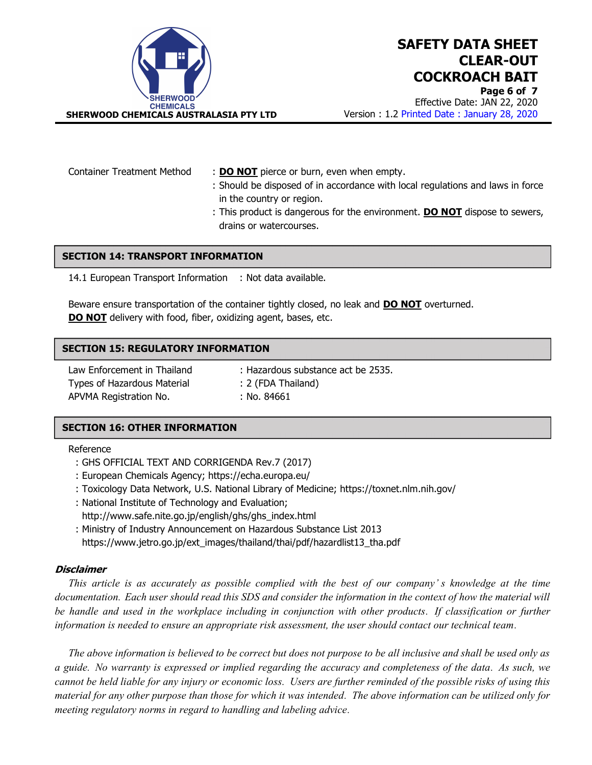Container Treatment Method : **DO NOT** pierce or burn, even when empty.
: Should be disposed of in accordance with local regulations and laws in force in the country or region.
: This product is dangerous for the environment. **DO NOT** dispose to sewers, drains or watercourses.

## SECTION 14: TRANSPORT INFORMATION

14.1 European Transport Information : Not data available.

Beware ensure transportation of the container tightly closed, no leak and **DO NOT** overturned.
**DO NOT** delivery with food, fiber, oxidizing agent, bases, etc.

## SECTION 15: REGULATORY INFORMATION

Law Enforcement in Thailand : Hazardous substance act be 2535.
Types of Hazardous Material : 2 (FDA Thailand)
APVMA Registration No. : No. 84661

## SECTION 16: OTHER INFORMATION

Reference

: GHS OFFICIAL TEXT AND CORRIGENDA Rev.7 (2017)
: European Chemicals Agency; https://echa.europa.eu/
: Toxicology Data Network, U.S. National Library of Medicine; https://toxnet.nlm.nih.gov/
: National Institute of Technology and Evaluation; http://www.safe.nite.go.jp/english/ghs/ghs_index.html
: Ministry of Industry Announcement on Hazardous Substance List 2013 https://www.jetro.go.jp/ext_images/thailand/thai/pdf/hazardlist13_tha.pdf

***Disclaimer***

*This article is as accurately as possible complied with the best of our company's knowledge at the time documentation. Each user should read this SDS and consider the information in the context of how the material will be handle and used in the workplace including in conjunction with other products. If classification or further information is needed to ensure an appropriate risk assessment, the user should contact our technical team.*

*The above information is believed to be correct but does not purpose to be all inclusive and shall be used only as a guide. No warranty is expressed or implied regarding the accuracy and completeness of the data. As such, we cannot be held liable for any injury or economic loss. Users are further reminded of the possible risks of using this material for any other purpose than those for which it was intended. The above information can be utilized only for meeting regulatory norms in regard to handling and labeling advice.*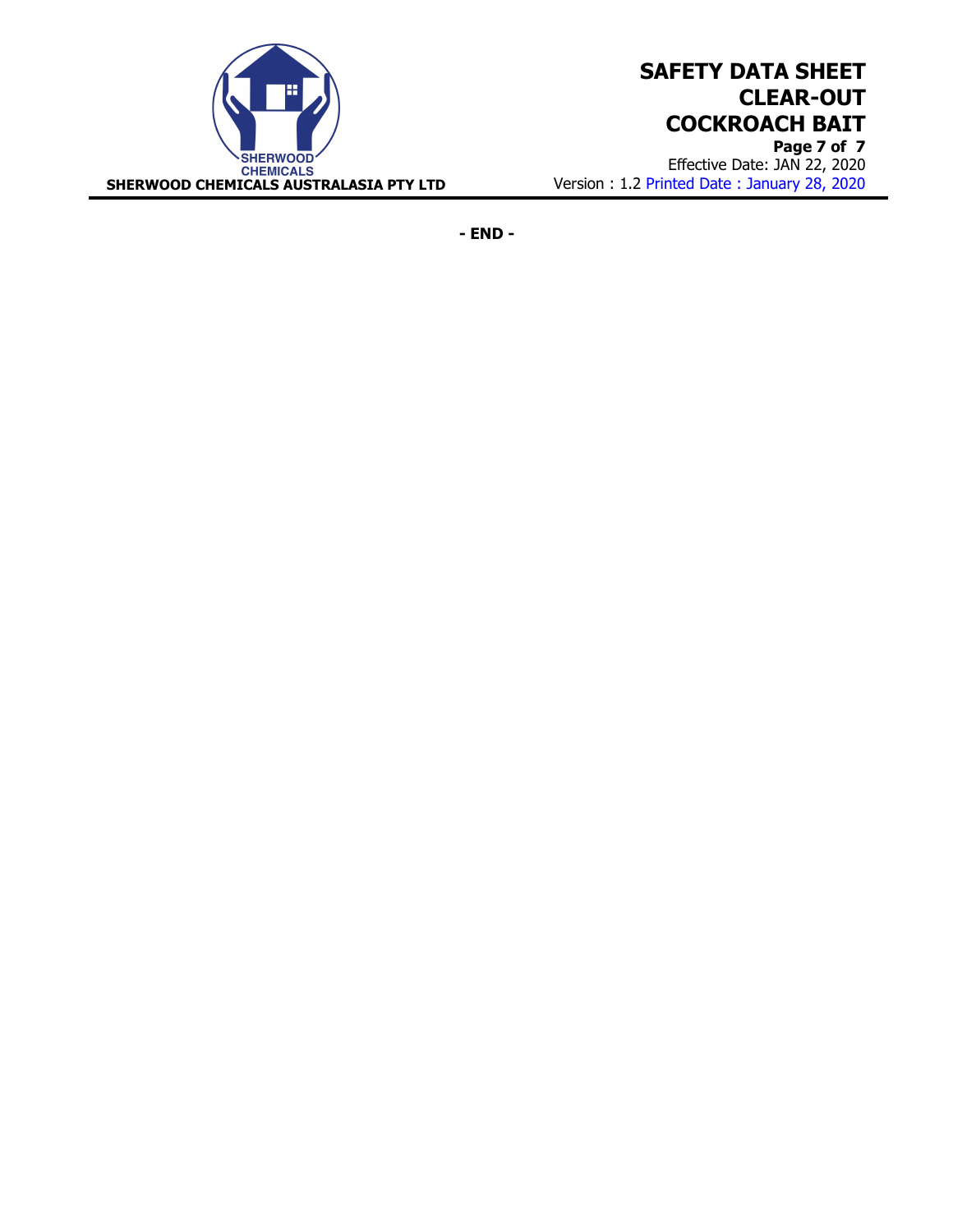**- END -**